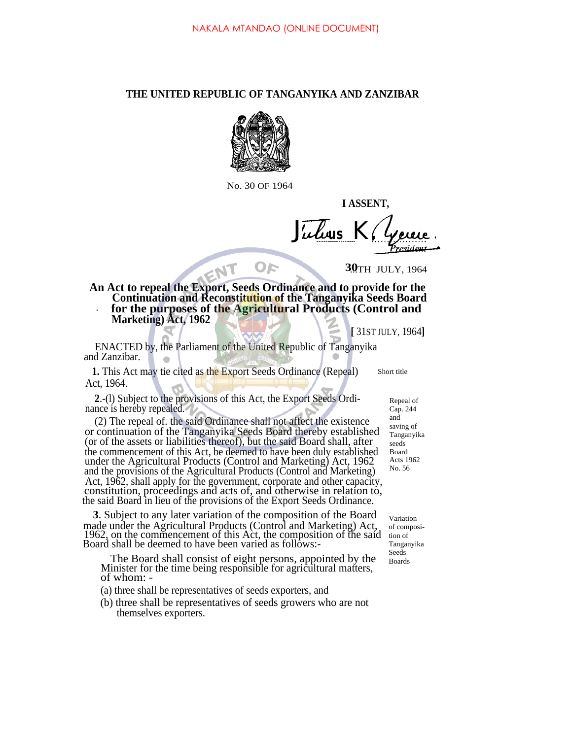NAKALA MTANDAO (ONLINE DOCUMENT)

# THE UNITED REPUBLIC OF TANGANYIKA AND ZANZIBAR

No. 30 OF 1964

**I ASSENT,**

Julius K. Nyerere
*President*

30TH JULY, 1964

**An Act to repeal the Export, Seeds Ordinance and to provide for the Continuation and Reconstitution of the Tanganyika Seeds Board for the purposes of the Agricultural Products (Control and Marketing) Act, 1962**

**[** 31ST JULY, 1964**]**

ENACTED by, the Parliament of the United Republic of Tanganyika and Zanzibar.

*Short title*

**1.** This Act may tie cited as the Export Seeds Ordinance (Repeal) Act, 1964.

*Repeal of Cap. 244 and saving of Tanganyika seeds Board Acts 1962 No. 56*

**2**.-(l) Subject to the provisions of this Act, the Export Seeds Ordinance is hereby repealed.

(2) The repeal of. the said Ordinance shall not affect the existence or continuation of the Tanganyika Seeds Board thereby established (or of the assets or liabilities thereof), but the said Board shall, after the commencement of this Act, be deemed to have been duly established under the Agricultural Products (Control and Marketing) Act, 1962 and the provisions of the Agricultural Products (Control and Marketing) Act, 1962, shall apply for the government, corporate and other capacity, constitution, proceedings and acts of, and otherwise in relation to, the said Board in lieu of the provisions of the Export Seeds Ordinance.

*Variation of composition of Tanganyika Seeds Boards*

**3**. Subject to any later variation of the composition of the Board made under the Agricultural Products (Control and Marketing) Act, 1962, on the commencement of this Act, the composition of the said Board shall be deemed to have been varied as follows:-

The Board shall consist of eight persons, appointed by the Minister for the time being responsible for agricultural matters, of whom: -

(a) three shall be representatives of seeds exporters, and

(b) three shall be representatives of seeds growers who are not themselves exporters.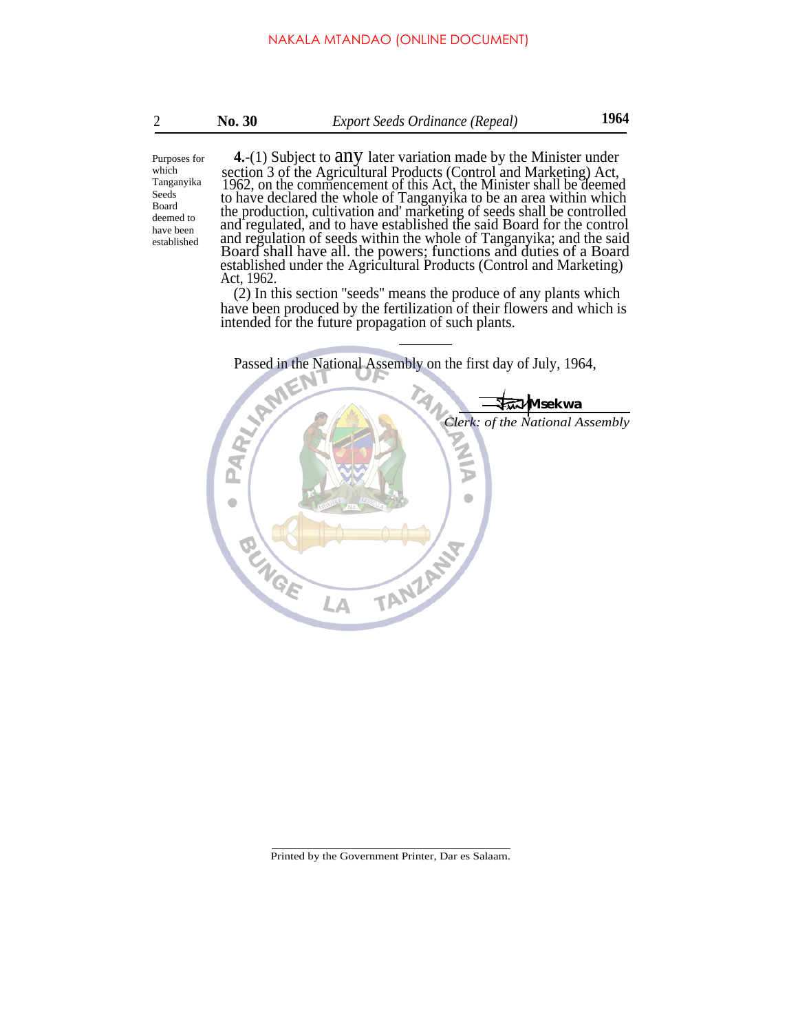Purposes for which Tanganyika Seeds Board deemed to have been established

**4.**-(1) Subject to any later variation made by the Minister under section 3 of the Agricultural Products (Control and Marketing) Act, 1962, on the commencement of this Act, the Minister shall be deemed to have declared the whole of Tanganyika to be an area within which the production, cultivation and' marketing of seeds shall be controlled and regulated, and to have established the said Board for the control and regulation of seeds within the whole of Tanganyika; and the said Board shall have all. the powers; functions and duties of a Board established under the Agricultural Products (Control and Marketing) Act, 1962.

(2) In this section "seeds" means the produce of any plants which have been produced by the fertilization of their flowers and which is intended for the future propagation of such plants.

---

Passed in the National Assembly on the first day of July, 1964,

Msekwa
*Clerk: of the National Assembly*

Printed by the Government Printer, Dar es Salaam.